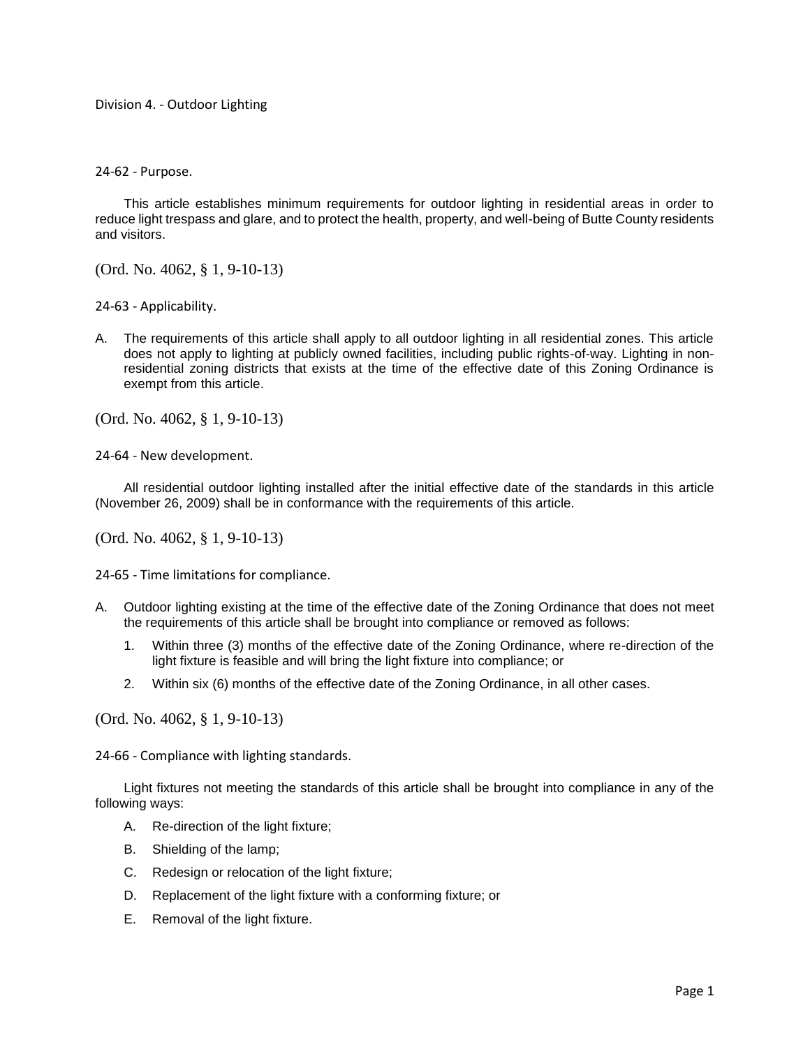# Division 4. - Outdoor Lighting

## 24-62 - Purpose.

This article establishes minimum requirements for outdoor lighting in residential areas in order to reduce light trespass and glare, and to protect the health, property, and well-being of Butte County residents and visitors.

(Ord. No. 4062, § 1, 9-10-13)

## 24-63 - Applicability.

A. The requirements of this article shall apply to all outdoor lighting in all residential zones. This article does not apply to lighting at publicly owned facilities, including public rights-of-way. Lighting in non-residential zoning districts that exists at the time of the effective date of this Zoning Ordinance is exempt from this article.

(Ord. No. 4062, § 1, 9-10-13)

## 24-64 - New development.

All residential outdoor lighting installed after the initial effective date of the standards in this article (November 26, 2009) shall be in conformance with the requirements of this article.

(Ord. No. 4062, § 1, 9-10-13)

## 24-65 - Time limitations for compliance.

A. Outdoor lighting existing at the time of the effective date of the Zoning Ordinance that does not meet the requirements of this article shall be brought into compliance or removed as follows:

   1. Within three (3) months of the effective date of the Zoning Ordinance, where re-direction of the light fixture is feasible and will bring the light fixture into compliance; or

   2. Within six (6) months of the effective date of the Zoning Ordinance, in all other cases.

(Ord. No. 4062, § 1, 9-10-13)

## 24-66 - Compliance with lighting standards.

Light fixtures not meeting the standards of this article shall be brought into compliance in any of the following ways:

A. Re-direction of the light fixture;

B. Shielding of the lamp;

C. Redesign or relocation of the light fixture;

D. Replacement of the light fixture with a conforming fixture; or

E. Removal of the light fixture.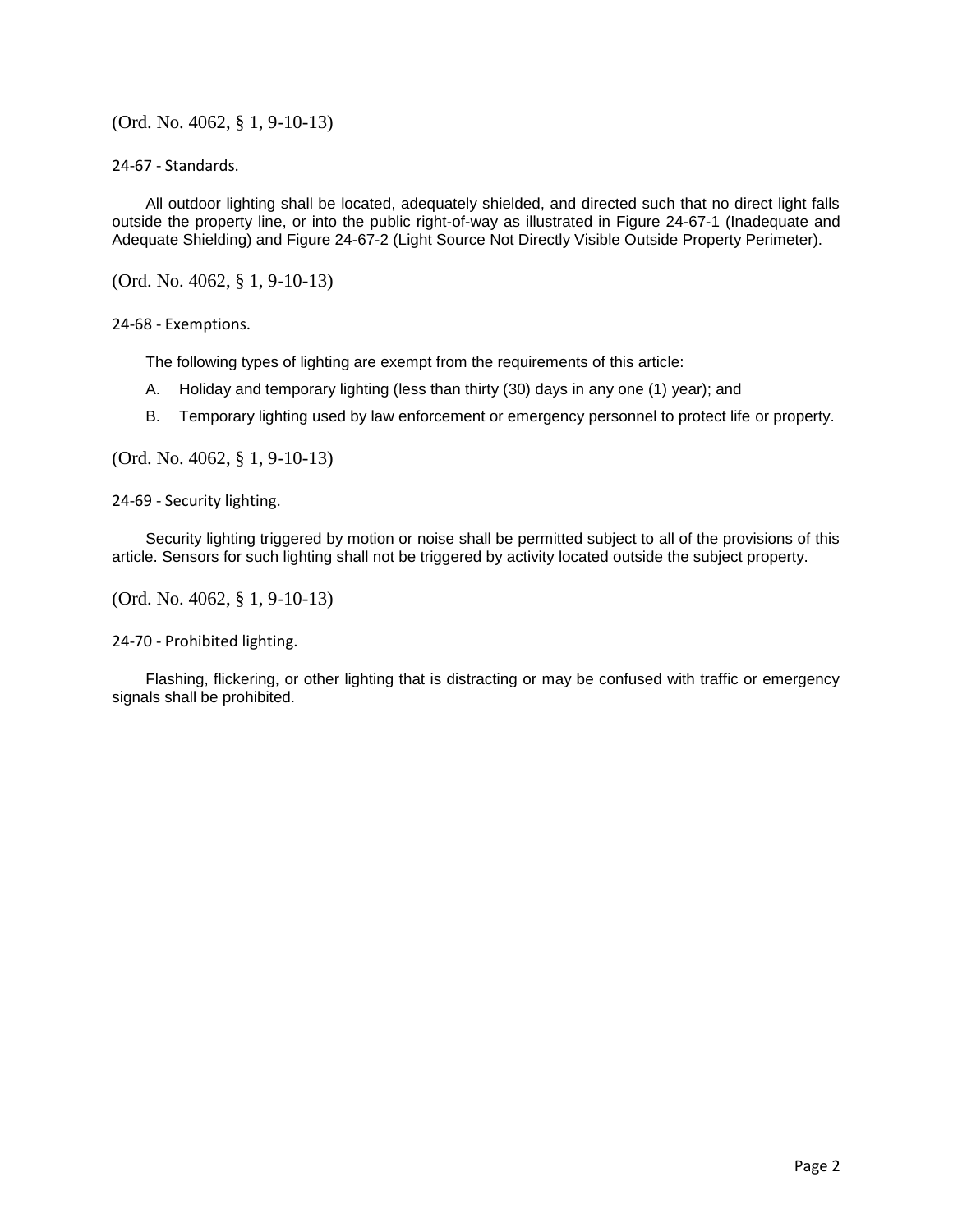(Ord. No. 4062, § 1, 9-10-13)

### 24-67 - Standards.

All outdoor lighting shall be located, adequately shielded, and directed such that no direct light falls outside the property line, or into the public right-of-way as illustrated in Figure 24-67-1 (Inadequate and Adequate Shielding) and Figure 24-67-2 (Light Source Not Directly Visible Outside Property Perimeter).

(Ord. No. 4062, § 1, 9-10-13)

### 24-68 - Exemptions.

The following types of lighting are exempt from the requirements of this article:

A. Holiday and temporary lighting (less than thirty (30) days in any one (1) year); and

B. Temporary lighting used by law enforcement or emergency personnel to protect life or property.

(Ord. No. 4062, § 1, 9-10-13)

### 24-69 - Security lighting.

Security lighting triggered by motion or noise shall be permitted subject to all of the provisions of this article. Sensors for such lighting shall not be triggered by activity located outside the subject property.

(Ord. No. 4062, § 1, 9-10-13)

### 24-70 - Prohibited lighting.

Flashing, flickering, or other lighting that is distracting or may be confused with traffic or emergency signals shall be prohibited.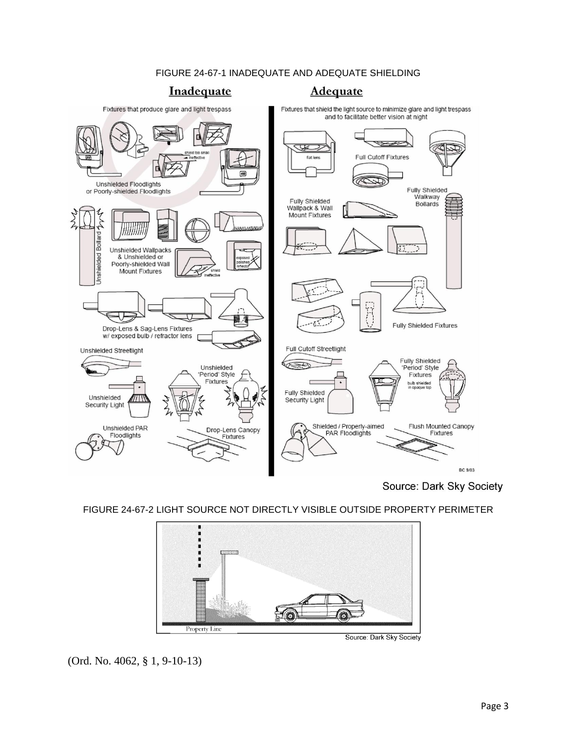FIGURE 24-67-1 INADEQUATE AND ADEQUATE SHIELDING

**Inadequate**

Fixtures that produce glare and light trespass

shield too small = ineffective

Unshielded Floodlights or Poorly-shielded Floodlights

Unshielded Bollard

Unshielded Wallpacks & Unshielded or Poorly-shielded Wall Mount Fixtures

exposed polished reflector

shield ineffective

Drop-Lens & Sag-Lens Fixtures w/ exposed bulb / refractor lens

Unshielded Streetlight

Unshielded 'Period' Style Fixtures

Unshielded Security Light

Unshielded PAR Floodlights

Drop-Lens Canopy Fixtures

**Adequate**

Fixtures that shield the light source to minimize glare and light trespass and to facilitate better vision at night

flat lens

Full Cutoff Fixtures

Fully Shielded Walkway Bollards

Fully Shielded Wallpack & Wall Mount Fixtures

Fully Shielded Fixtures

Full Cutoff Streetlight

Fully Shielded 'Period' Style Fixtures

bulb shielded in opaque top

Fully Shielded Security Light

Shielded / Properly-aimed PAR Floodlights

Flush Mounted Canopy Fixtures

BC 9/03

Source: Dark Sky Society

FIGURE 24-67-2 LIGHT SOURCE NOT DIRECTLY VISIBLE OUTSIDE PROPERTY PERIMETER

Property Line

Source: Dark Sky Society

(Ord. No. 4062, § 1, 9-10-13)